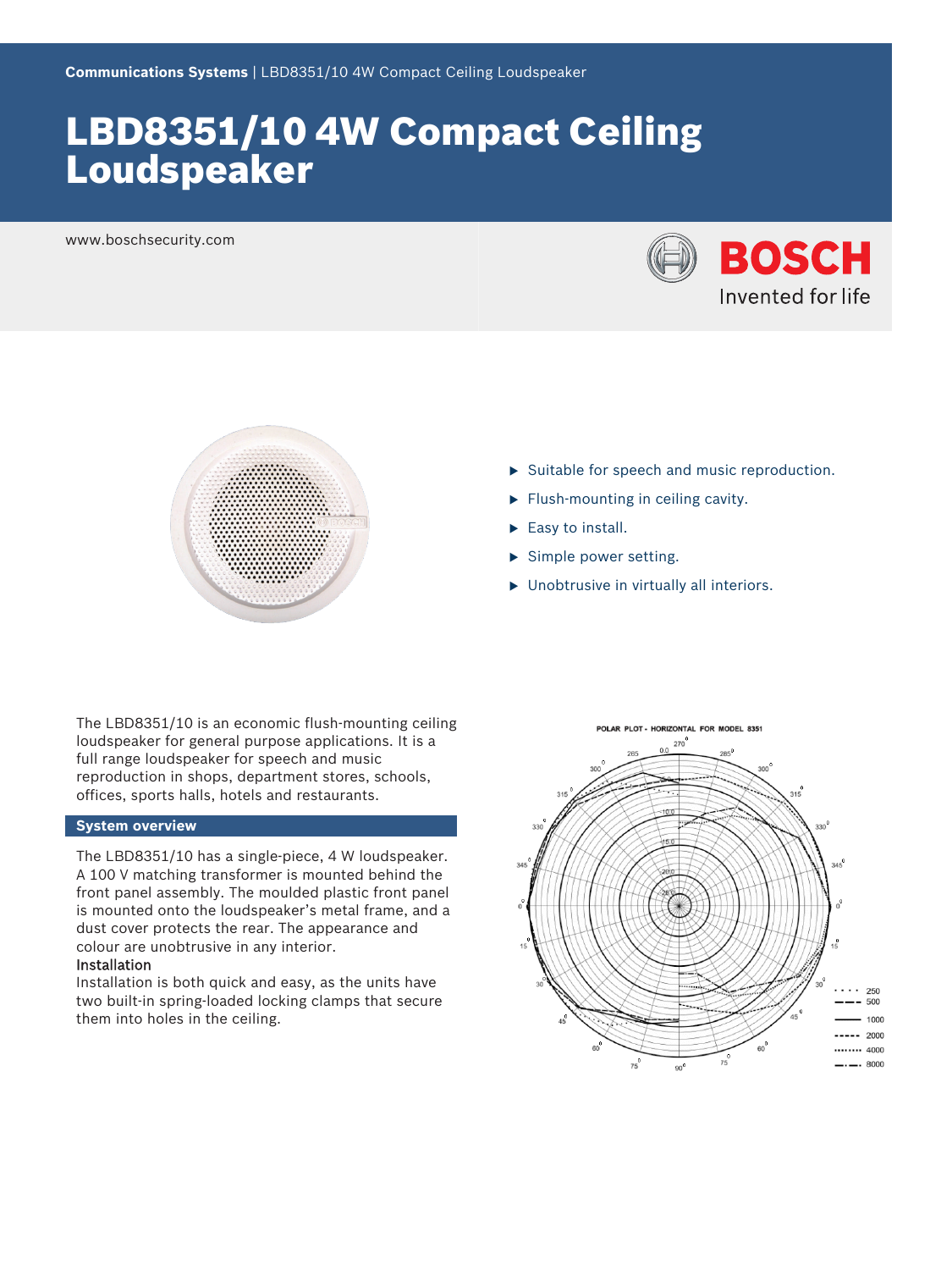Communications Systems | LBD8351/10 4W Compact Ceiling Loudspeaker

# LBD8351/10 4W Compact Ceiling Loudspeaker

www.boschsecurity.com

- Suitable for speech and music reproduction.
- Flush-mounting in ceiling cavity.
- Easy to install.
- Simple power setting.
- Unobtrusive in virtually all interiors.

The LBD8351/10 is an economic flush-mounting ceiling loudspeaker for general purpose applications. It is a full range loudspeaker for speech and music reproduction in shops, department stores, schools, offices, sports halls, hotels and restaurants.

## System overview

The LBD8351/10 has a single-piece, 4 W loudspeaker. A 100 V matching transformer is mounted behind the front panel assembly. The moulded plastic front panel is mounted onto the loudspeaker's metal frame, and a dust cover protects the rear. The appearance and colour are unobtrusive in any interior.

### Installation

Installation is both quick and easy, as the units have two built-in spring-loaded locking clamps that secure them into holes in the ceiling.

POLAR PLOT - HORIZONTAL FOR MODEL 8351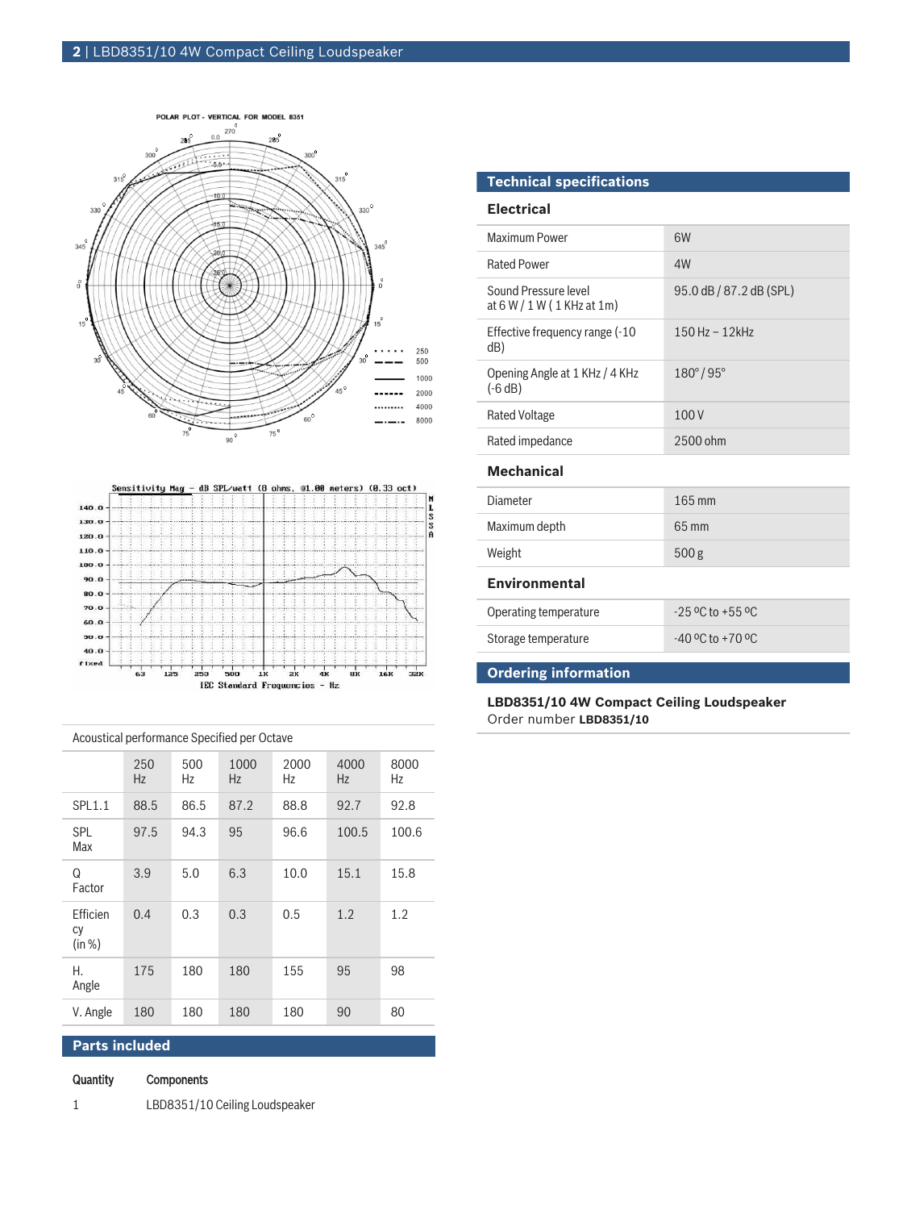Acoustical performance Specified per Octave

| | 250 Hz | 500 Hz | 1000 Hz | 2000 Hz | 4000 Hz | 8000 Hz |
|---|---|---|---|---|---|---|
| SPL1.1 | 88.5 | 86.5 | 87.2 | 88.8 | 92.7 | 92.8 |
| SPL Max | 97.5 | 94.3 | 95 | 96.6 | 100.5 | 100.6 |
| Q Factor | 3.9 | 5.0 | 6.3 | 10.0 | 15.1 | 15.8 |
| Efficiency (in %) | 0.4 | 0.3 | 0.3 | 0.5 | 1.2 | 1.2 |
| H. Angle | 175 | 180 | 180 | 155 | 95 | 98 |
| V. Angle | 180 | 180 | 180 | 180 | 90 | 80 |

## Parts included

| Quantity | Components |
|---|---|
| 1 | LBD8351/10 Ceiling Loudspeaker |

## Technical specifications

### Electrical

| | |
|---|---|
| Maximum Power | 6W |
| Rated Power | 4W |
| Sound Pressure level at 6 W / 1 W ( 1 KHz at 1m) | 95.0 dB / 87.2 dB (SPL) |
| Effective frequency range (-10 dB) | 150 Hz – 12kHz |
| Opening Angle at 1 KHz / 4 KHz (-6 dB) | 180° / 95° |
| Rated Voltage | 100 V |
| Rated impedance | 2500 ohm |

### Mechanical

| | |
|---|---|
| Diameter | 165 mm |
| Maximum depth | 65 mm |
| Weight | 500 g |

### Environmental

| | |
|---|---|
| Operating temperature | -25 ºC to +55 ºC |
| Storage temperature | -40 ºC to +70 ºC |

## Ordering information

**LBD8351/10 4W Compact Ceiling Loudspeaker**
Order number **LBD8351/10**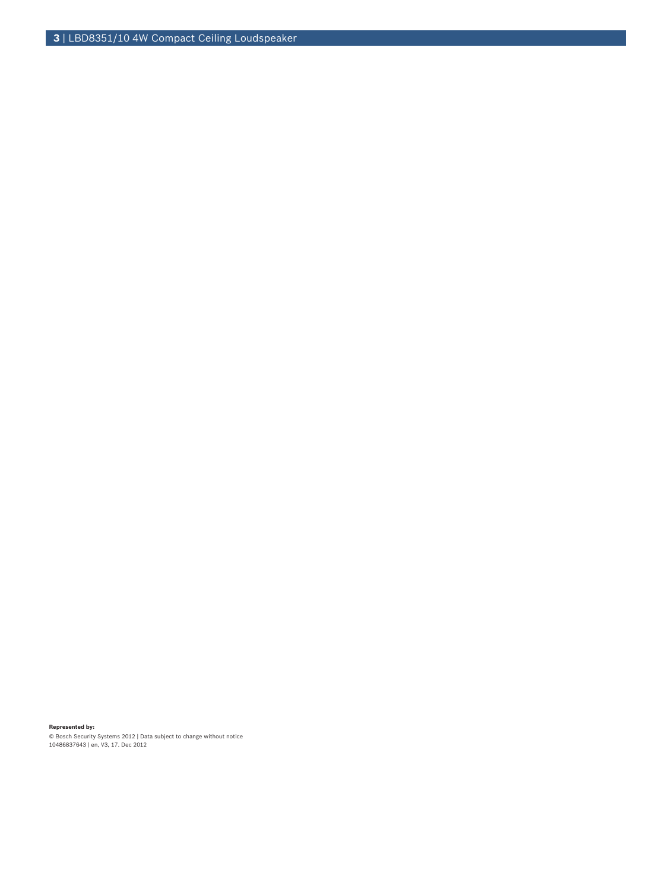**Represented by:**

© Bosch Security Systems 2012 | Data subject to change without notice
10486837643 | en, V3, 17. Dec 2012